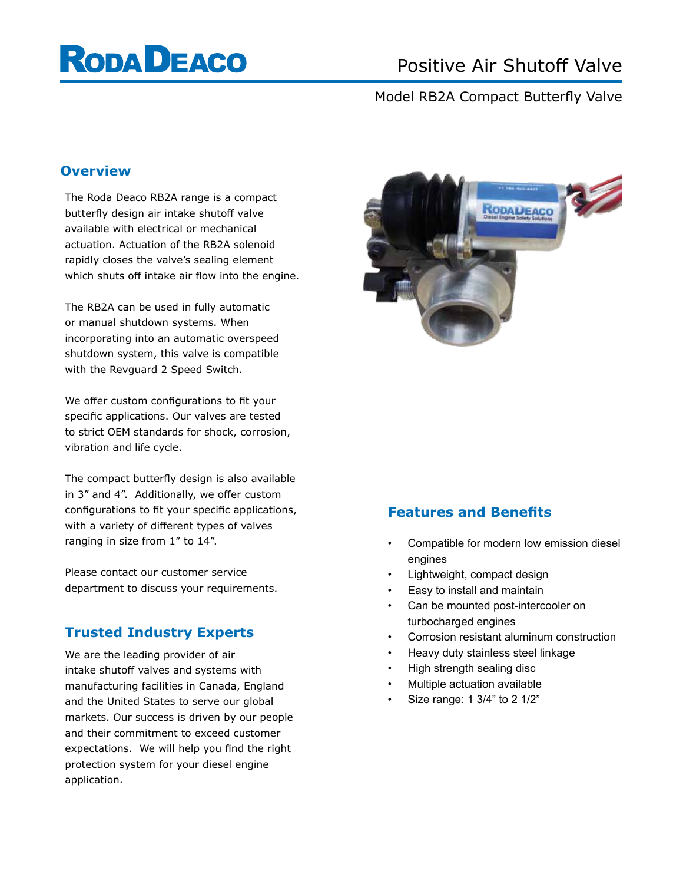# Positive Air Shutoff Valve

Model RB2A Compact Butterfly Valve

## Overview

The Roda Deaco RB2A range is a compact butterfly design air intake shutoff valve available with electrical or mechanical actuation. Actuation of the RB2A solenoid rapidly closes the valve's sealing element which shuts off intake air flow into the engine.

The RB2A can be used in fully automatic or manual shutdown systems. When incorporating into an automatic overspeed shutdown system, this valve is compatible with the Revguard 2 Speed Switch.

We offer custom configurations to fit your specific applications. Our valves are tested to strict OEM standards for shock, corrosion, vibration and life cycle.

The compact butterfly design is also available in 3" and 4". Additionally, we offer custom configurations to fit your specific applications, with a variety of different types of valves ranging in size from 1" to 14".

Please contact our customer service department to discuss your requirements.

## Trusted Industry Experts

We are the leading provider of air intake shutoff valves and systems with manufacturing facilities in Canada, England and the United States to serve our global markets. Our success is driven by our people and their commitment to exceed customer expectations. We will help you find the right protection system for your diesel engine application.

## Features and Benefits

- Compatible for modern low emission diesel engines
- Lightweight, compact design
- Easy to install and maintain
- Can be mounted post-intercooler on turbocharged engines
- Corrosion resistant aluminum construction
- Heavy duty stainless steel linkage
- High strength sealing disc
- Multiple actuation available
- Size range: 1 3/4" to 2 1/2"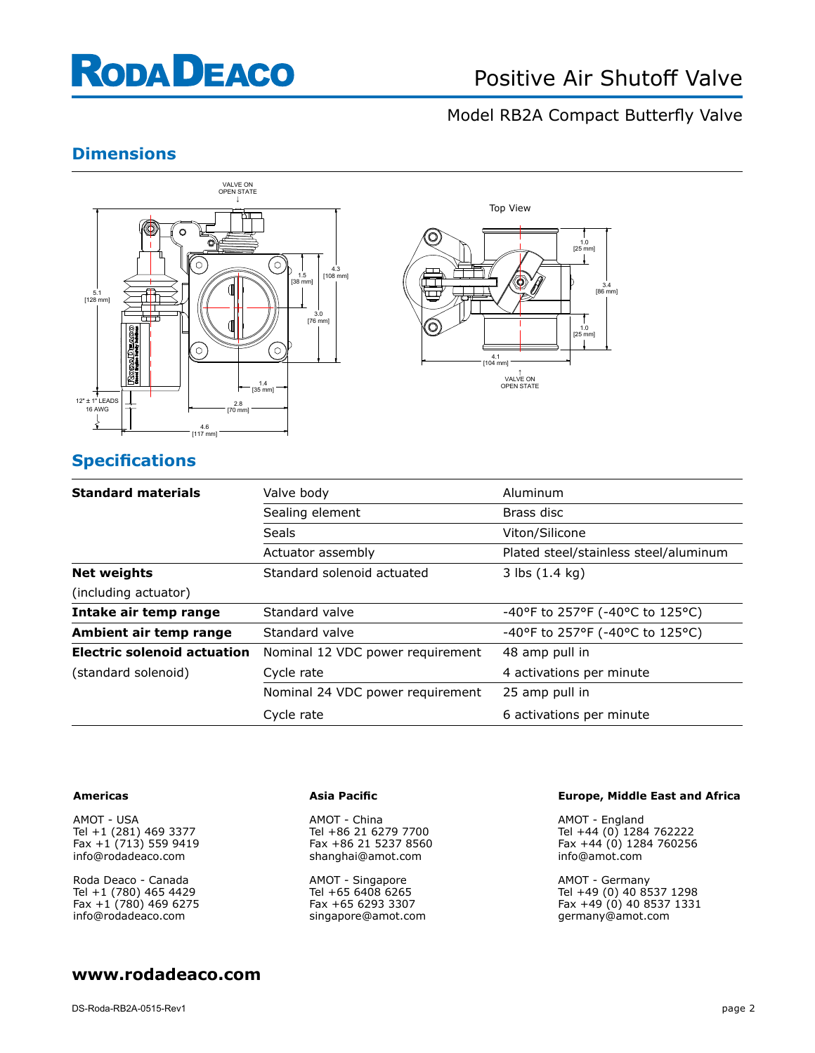# Positive Air Shutoff Valve

## Model RB2A Compact Butterfly Valve

## Dimensions

VALVE ON
OPEN STATE

5.1
[128 mm]

1.5
[38 mm]

4.3
[108 mm]

3.0
[76 mm]

1.4
[35 mm]

12" ± 1" LEADS
16 AWG

2.8
[70 mm]

4.6
[117 mm]

Top View

1.0
[25 mm]

3.4
[86 mm]

1.0
[25 mm]

4.1
[104 mm]

VALVE ON
OPEN STATE

## Specifications

| | | |
|---|---|---|
| **Standard materials** | Valve body | Aluminum |
| | Sealing element | Brass disc |
| | Seals | Viton/Silicone |
| | Actuator assembly | Plated steel/stainless steel/aluminum |
| **Net weights** (including actuator) | Standard solenoid actuated | 3 lbs (1.4 kg) |
| **Intake air temp range** | Standard valve | -40°F to 257°F (-40°C to 125°C) |
| **Ambient air temp range** | Standard valve | -40°F to 257°F (-40°C to 125°C) |
| **Electric solenoid actuation** (standard solenoid) | Nominal 12 VDC power requirement | 48 amp pull in |
| | Cycle rate | 4 activations per minute |
| | Nominal 24 VDC power requirement | 25 amp pull in |
| | Cycle rate | 6 activations per minute |

**Americas**

AMOT - USA
Tel +1 (281) 469 3377
Fax +1 (713) 559 9419
info@rodadeaco.com

Roda Deaco - Canada
Tel +1 (780) 465 4429
Fax +1 (780) 469 6275
info@rodadeaco.com

**Asia Pacific**

AMOT - China
Tel +86 21 6279 7700
Fax +86 21 5237 8560
shanghai@amot.com

AMOT - Singapore
Tel +65 6408 6265
Fax +65 6293 3307
singapore@amot.com

**Europe, Middle East and Africa**

AMOT - England
Tel +44 (0) 1284 762222
Fax +44 (0) 1284 760256
info@amot.com

AMOT - Germany
Tel +49 (0) 40 8537 1298
Fax +49 (0) 40 8537 1331
germany@amot.com

**www.rodadeaco.com**

DS-Roda-RB2A-0515-Rev1